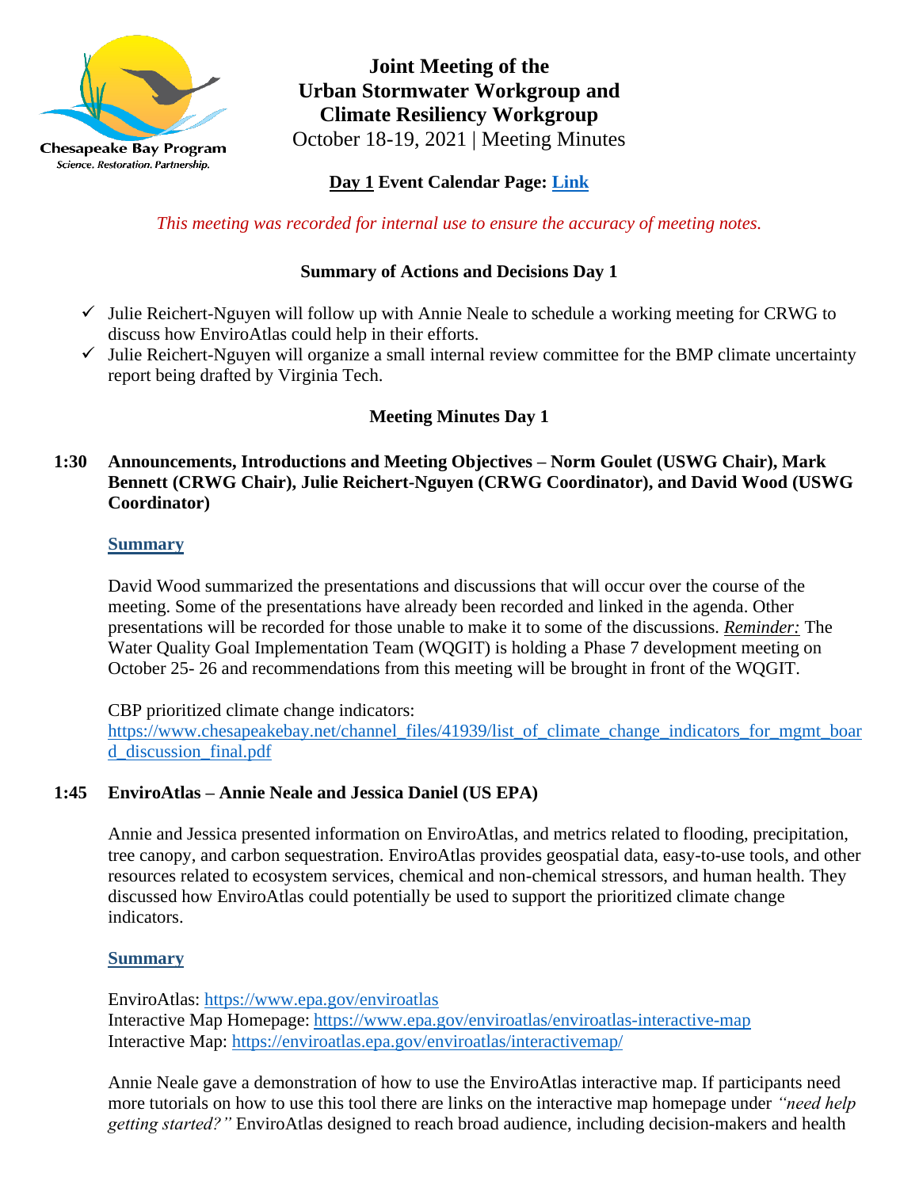# Joint Meeting of the Urban Stormwater Workgroup and Climate Resiliency Workgroup

October 18-19, 2021 | Meeting Minutes

**Day 1 Event Calendar Page: Link**

*This meeting was recorded for internal use to ensure the accuracy of meeting notes.*

## Summary of Actions and Decisions Day 1

- ✓ Julie Reichert-Nguyen will follow up with Annie Neale to schedule a working meeting for CRWG to discuss how EnviroAtlas could help in their efforts.
- ✓ Julie Reichert-Nguyen will organize a small internal review committee for the BMP climate uncertainty report being drafted by Virginia Tech.

## Meeting Minutes Day 1

### 1:30 Announcements, Introductions and Meeting Objectives – Norm Goulet (USWG Chair), Mark Bennett (CRWG Chair), Julie Reichert-Nguyen (CRWG Coordinator), and David Wood (USWG Coordinator)

**Summary**

David Wood summarized the presentations and discussions that will occur over the course of the meeting. Some of the presentations have already been recorded and linked in the agenda. Other presentations will be recorded for those unable to make it to some of the discussions. ***Reminder:*** The Water Quality Goal Implementation Team (WQGIT) is holding a Phase 7 development meeting on October 25- 26 and recommendations from this meeting will be brought in front of the WQGIT.

CBP prioritized climate change indicators:
https://www.chesapeakebay.net/channel_files/41939/list_of_climate_change_indicators_for_mgmt_board_discussion_final.pdf

### 1:45 EnviroAtlas – Annie Neale and Jessica Daniel (US EPA)

Annie and Jessica presented information on EnviroAtlas, and metrics related to flooding, precipitation, tree canopy, and carbon sequestration. EnviroAtlas provides geospatial data, easy-to-use tools, and other resources related to ecosystem services, chemical and non-chemical stressors, and human health. They discussed how EnviroAtlas could potentially be used to support the prioritized climate change indicators.

**Summary**

EnviroAtlas: https://www.epa.gov/enviroatlas
Interactive Map Homepage: https://www.epa.gov/enviroatlas/enviroatlas-interactive-map
Interactive Map: https://enviroatlas.epa.gov/enviroatlas/interactivemap/

Annie Neale gave a demonstration of how to use the EnviroAtlas interactive map. If participants need more tutorials on how to use this tool there are links on the interactive map homepage under *"need help getting started?"* EnviroAtlas designed to reach broad audience, including decision-makers and health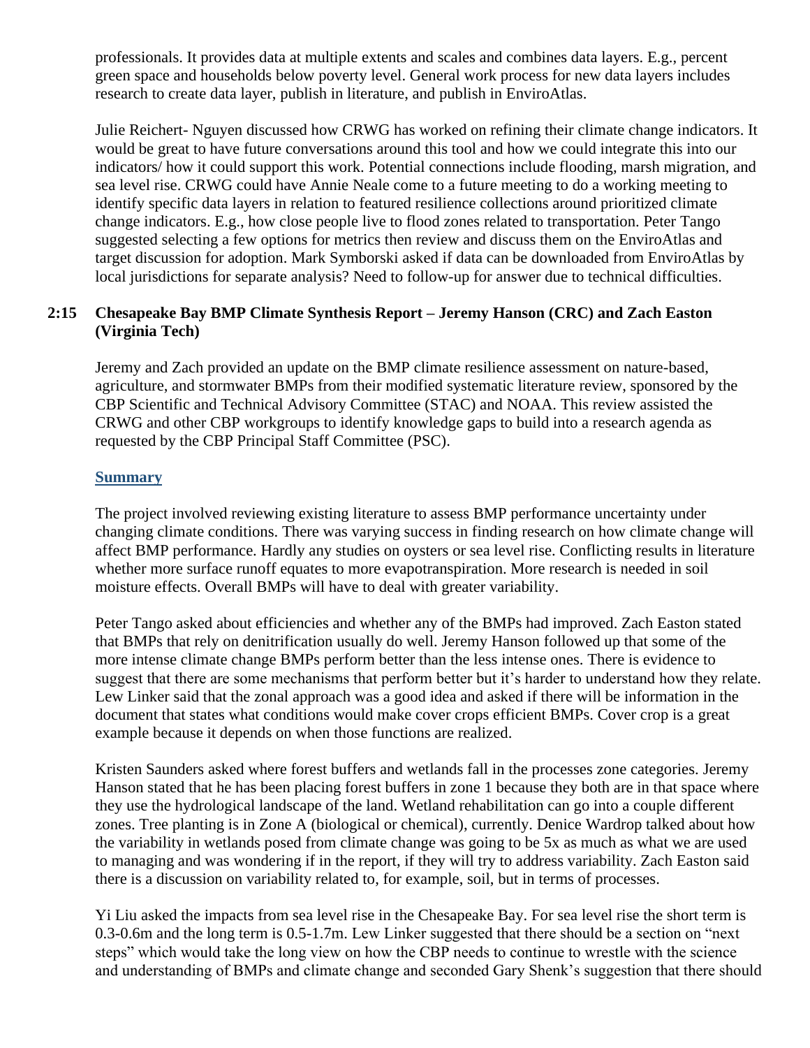professionals. It provides data at multiple extents and scales and combines data layers. E.g., percent green space and households below poverty level. General work process for new data layers includes research to create data layer, publish in literature, and publish in EnviroAtlas.

Julie Reichert- Nguyen discussed how CRWG has worked on refining their climate change indicators. It would be great to have future conversations around this tool and how we could integrate this into our indicators/ how it could support this work. Potential connections include flooding, marsh migration, and sea level rise. CRWG could have Annie Neale come to a future meeting to do a working meeting to identify specific data layers in relation to featured resilience collections around prioritized climate change indicators. E.g., how close people live to flood zones related to transportation. Peter Tango suggested selecting a few options for metrics then review and discuss them on the EnviroAtlas and target discussion for adoption. Mark Symborski asked if data can be downloaded from EnviroAtlas by local jurisdictions for separate analysis? Need to follow-up for answer due to technical difficulties.

**2:15 Chesapeake Bay BMP Climate Synthesis Report – Jeremy Hanson (CRC) and Zach Easton (Virginia Tech)**

Jeremy and Zach provided an update on the BMP climate resilience assessment on nature-based, agriculture, and stormwater BMPs from their modified systematic literature review, sponsored by the CBP Scientific and Technical Advisory Committee (STAC) and NOAA. This review assisted the CRWG and other CBP workgroups to identify knowledge gaps to build into a research agenda as requested by the CBP Principal Staff Committee (PSC).

**Summary**

The project involved reviewing existing literature to assess BMP performance uncertainty under changing climate conditions. There was varying success in finding research on how climate change will affect BMP performance. Hardly any studies on oysters or sea level rise. Conflicting results in literature whether more surface runoff equates to more evapotranspiration. More research is needed in soil moisture effects. Overall BMPs will have to deal with greater variability.

Peter Tango asked about efficiencies and whether any of the BMPs had improved. Zach Easton stated that BMPs that rely on denitrification usually do well. Jeremy Hanson followed up that some of the more intense climate change BMPs perform better than the less intense ones. There is evidence to suggest that there are some mechanisms that perform better but it's harder to understand how they relate. Lew Linker said that the zonal approach was a good idea and asked if there will be information in the document that states what conditions would make cover crops efficient BMPs. Cover crop is a great example because it depends on when those functions are realized.

Kristen Saunders asked where forest buffers and wetlands fall in the processes zone categories. Jeremy Hanson stated that he has been placing forest buffers in zone 1 because they both are in that space where they use the hydrological landscape of the land. Wetland rehabilitation can go into a couple different zones. Tree planting is in Zone A (biological or chemical), currently. Denice Wardrop talked about how the variability in wetlands posed from climate change was going to be 5x as much as what we are used to managing and was wondering if in the report, if they will try to address variability. Zach Easton said there is a discussion on variability related to, for example, soil, but in terms of processes.

Yi Liu asked the impacts from sea level rise in the Chesapeake Bay. For sea level rise the short term is 0.3-0.6m and the long term is 0.5-1.7m. Lew Linker suggested that there should be a section on "next steps" which would take the long view on how the CBP needs to continue to wrestle with the science and understanding of BMPs and climate change and seconded Gary Shenk's suggestion that there should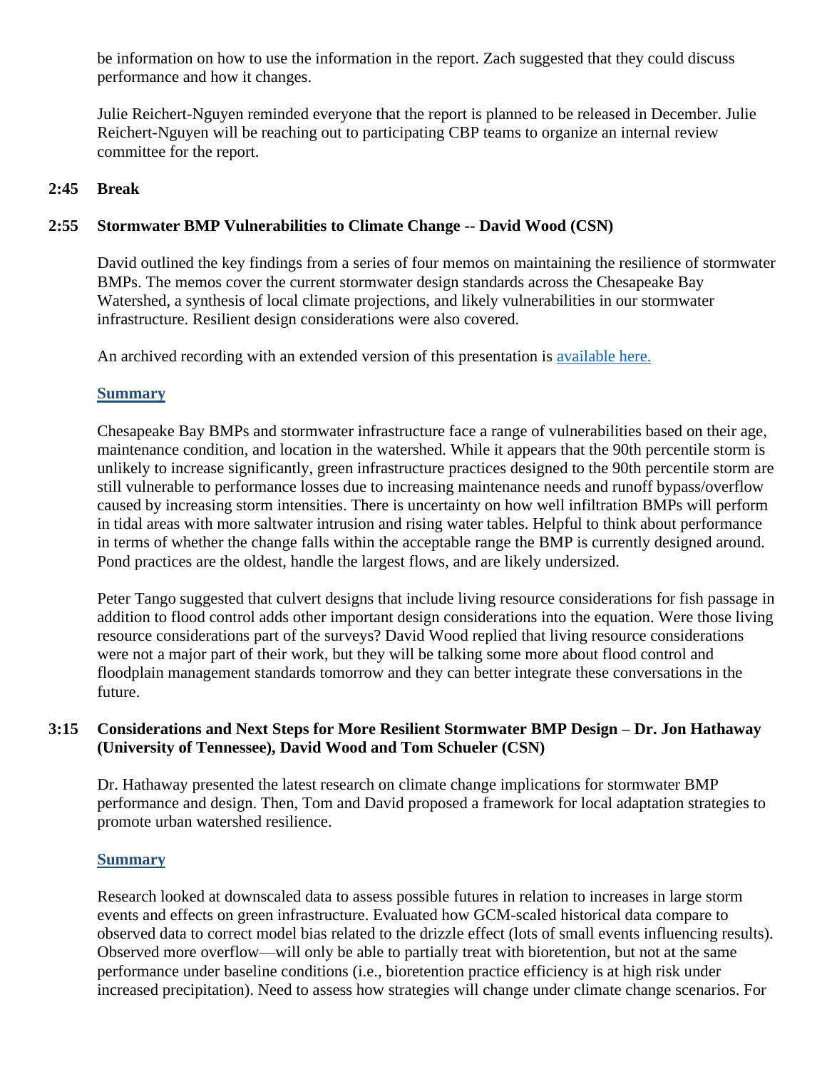be information on how to use the information in the report. Zach suggested that they could discuss performance and how it changes.

Julie Reichert-Nguyen reminded everyone that the report is planned to be released in December. Julie Reichert-Nguyen will be reaching out to participating CBP teams to organize an internal review committee for the report.

**2:45 Break**

**2:55 Stormwater BMP Vulnerabilities to Climate Change -- David Wood (CSN)**

David outlined the key findings from a series of four memos on maintaining the resilience of stormwater BMPs. The memos cover the current stormwater design standards across the Chesapeake Bay Watershed, a synthesis of local climate projections, and likely vulnerabilities in our stormwater infrastructure. Resilient design considerations were also covered.

An archived recording with an extended version of this presentation is available here.

**Summary**

Chesapeake Bay BMPs and stormwater infrastructure face a range of vulnerabilities based on their age, maintenance condition, and location in the watershed. While it appears that the 90th percentile storm is unlikely to increase significantly, green infrastructure practices designed to the 90th percentile storm are still vulnerable to performance losses due to increasing maintenance needs and runoff bypass/overflow caused by increasing storm intensities. There is uncertainty on how well infiltration BMPs will perform in tidal areas with more saltwater intrusion and rising water tables. Helpful to think about performance in terms of whether the change falls within the acceptable range the BMP is currently designed around. Pond practices are the oldest, handle the largest flows, and are likely undersized.

Peter Tango suggested that culvert designs that include living resource considerations for fish passage in addition to flood control adds other important design considerations into the equation. Were those living resource considerations part of the surveys? David Wood replied that living resource considerations were not a major part of their work, but they will be talking some more about flood control and floodplain management standards tomorrow and they can better integrate these conversations in the future.

**3:15 Considerations and Next Steps for More Resilient Stormwater BMP Design – Dr. Jon Hathaway (University of Tennessee), David Wood and Tom Schueler (CSN)**

Dr. Hathaway presented the latest research on climate change implications for stormwater BMP performance and design. Then, Tom and David proposed a framework for local adaptation strategies to promote urban watershed resilience.

**Summary**

Research looked at downscaled data to assess possible futures in relation to increases in large storm events and effects on green infrastructure. Evaluated how GCM-scaled historical data compare to observed data to correct model bias related to the drizzle effect (lots of small events influencing results). Observed more overflow—will only be able to partially treat with bioretention, but not at the same performance under baseline conditions (i.e., bioretention practice efficiency is at high risk under increased precipitation). Need to assess how strategies will change under climate change scenarios. For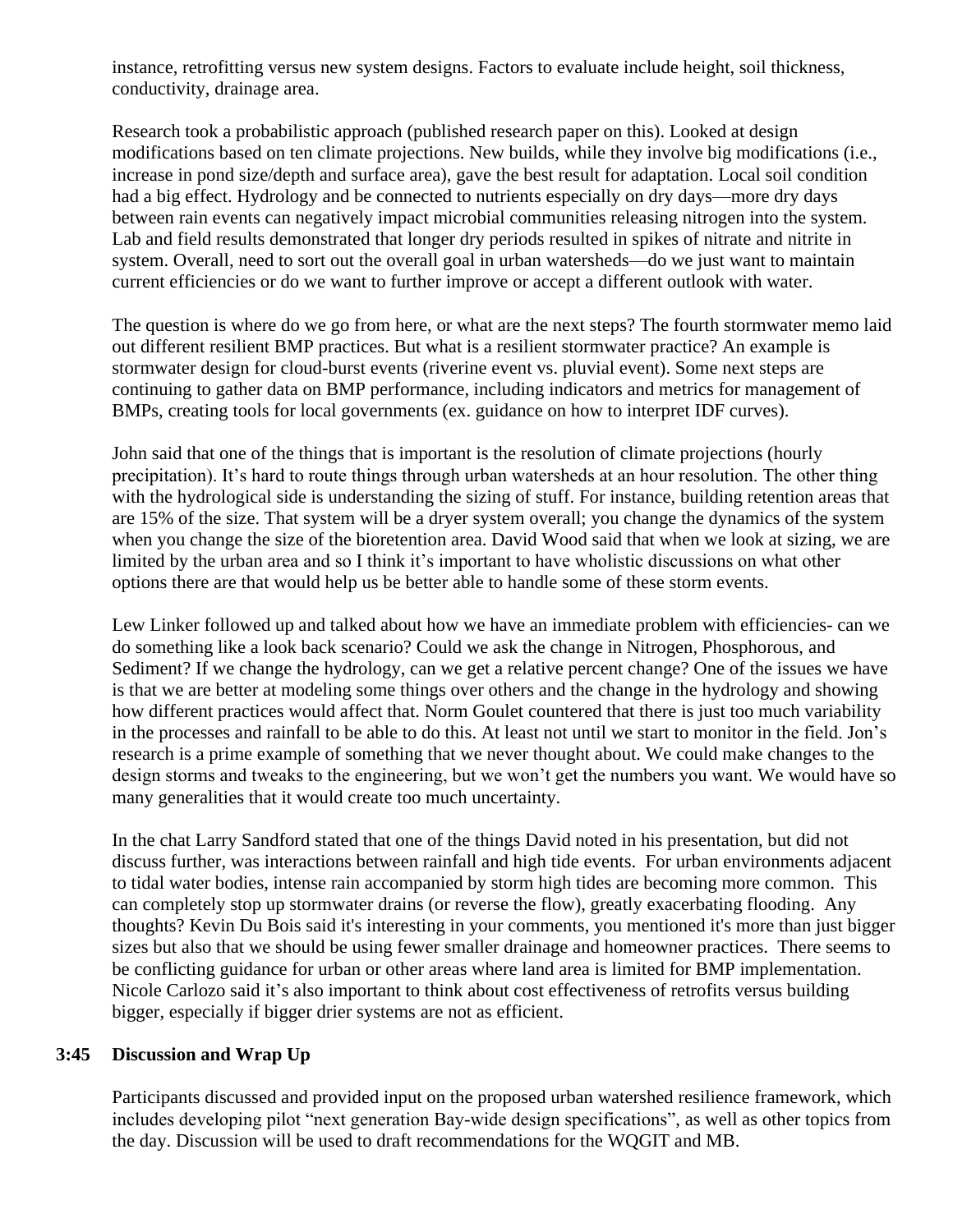instance, retrofitting versus new system designs. Factors to evaluate include height, soil thickness, conductivity, drainage area.

Research took a probabilistic approach (published research paper on this). Looked at design modifications based on ten climate projections. New builds, while they involve big modifications (i.e., increase in pond size/depth and surface area), gave the best result for adaptation. Local soil condition had a big effect. Hydrology and be connected to nutrients especially on dry days—more dry days between rain events can negatively impact microbial communities releasing nitrogen into the system. Lab and field results demonstrated that longer dry periods resulted in spikes of nitrate and nitrite in system. Overall, need to sort out the overall goal in urban watersheds—do we just want to maintain current efficiencies or do we want to further improve or accept a different outlook with water.

The question is where do we go from here, or what are the next steps? The fourth stormwater memo laid out different resilient BMP practices. But what is a resilient stormwater practice? An example is stormwater design for cloud-burst events (riverine event vs. pluvial event). Some next steps are continuing to gather data on BMP performance, including indicators and metrics for management of BMPs, creating tools for local governments (ex. guidance on how to interpret IDF curves).

John said that one of the things that is important is the resolution of climate projections (hourly precipitation). It's hard to route things through urban watersheds at an hour resolution. The other thing with the hydrological side is understanding the sizing of stuff. For instance, building retention areas that are 15% of the size. That system will be a dryer system overall; you change the dynamics of the system when you change the size of the bioretention area. David Wood said that when we look at sizing, we are limited by the urban area and so I think it's important to have wholistic discussions on what other options there are that would help us be better able to handle some of these storm events.

Lew Linker followed up and talked about how we have an immediate problem with efficiencies- can we do something like a look back scenario? Could we ask the change in Nitrogen, Phosphorous, and Sediment? If we change the hydrology, can we get a relative percent change? One of the issues we have is that we are better at modeling some things over others and the change in the hydrology and showing how different practices would affect that. Norm Goulet countered that there is just too much variability in the processes and rainfall to be able to do this. At least not until we start to monitor in the field. Jon's research is a prime example of something that we never thought about. We could make changes to the design storms and tweaks to the engineering, but we won't get the numbers you want. We would have so many generalities that it would create too much uncertainty.

In the chat Larry Sandford stated that one of the things David noted in his presentation, but did not discuss further, was interactions between rainfall and high tide events. For urban environments adjacent to tidal water bodies, intense rain accompanied by storm high tides are becoming more common. This can completely stop up stormwater drains (or reverse the flow), greatly exacerbating flooding. Any thoughts? Kevin Du Bois said it's interesting in your comments, you mentioned it's more than just bigger sizes but also that we should be using fewer smaller drainage and homeowner practices. There seems to be conflicting guidance for urban or other areas where land area is limited for BMP implementation. Nicole Carlozo said it's also important to think about cost effectiveness of retrofits versus building bigger, especially if bigger drier systems are not as efficient.

**3:45 Discussion and Wrap Up**

Participants discussed and provided input on the proposed urban watershed resilience framework, which includes developing pilot "next generation Bay-wide design specifications", as well as other topics from the day. Discussion will be used to draft recommendations for the WQGIT and MB.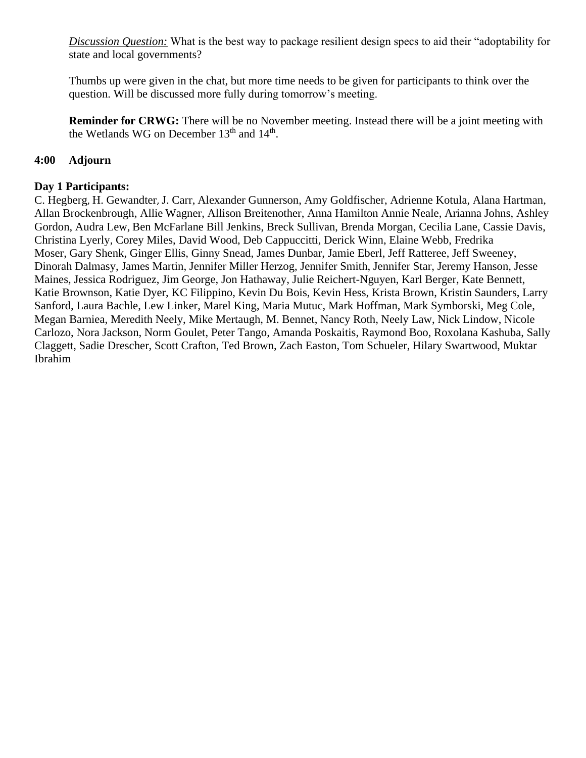*Discussion Question:* What is the best way to package resilient design specs to aid their "adoptability for state and local governments?

Thumbs up were given in the chat, but more time needs to be given for participants to think over the question. Will be discussed more fully during tomorrow's meeting.

**Reminder for CRWG:** There will be no November meeting. Instead there will be a joint meeting with the Wetlands WG on December 13th and 14th.

**4:00 Adjourn**

**Day 1 Participants:**

C. Hegberg, H. Gewandter, J. Carr, Alexander Gunnerson, Amy Goldfischer, Adrienne Kotula, Alana Hartman, Allan Brockenbrough, Allie Wagner, Allison Breitenother, Anna Hamilton Annie Neale, Arianna Johns, Ashley Gordon, Audra Lew, Ben McFarlane Bill Jenkins, Breck Sullivan, Brenda Morgan, Cecilia Lane, Cassie Davis, Christina Lyerly, Corey Miles, David Wood, Deb Cappuccitti, Derick Winn, Elaine Webb, Fredrika Moser, Gary Shenk, Ginger Ellis, Ginny Snead, James Dunbar, Jamie Eberl, Jeff Ratteree, Jeff Sweeney, Dinorah Dalmasy, James Martin, Jennifer Miller Herzog, Jennifer Smith, Jennifer Star, Jeremy Hanson, Jesse Maines, Jessica Rodriguez, Jim George, Jon Hathaway, Julie Reichert-Nguyen, Karl Berger, Kate Bennett, Katie Brownson, Katie Dyer, KC Filippino, Kevin Du Bois, Kevin Hess, Krista Brown, Kristin Saunders, Larry Sanford, Laura Bachle, Lew Linker, Marel King, Maria Mutuc, Mark Hoffman, Mark Symborski, Meg Cole, Megan Barniea, Meredith Neely, Mike Mertaugh, M. Bennet, Nancy Roth, Neely Law, Nick Lindow, Nicole Carlozo, Nora Jackson, Norm Goulet, Peter Tango, Amanda Poskaitis, Raymond Boo, Roxolana Kashuba, Sally Claggett, Sadie Drescher, Scott Crafton, Ted Brown, Zach Easton, Tom Schueler, Hilary Swartwood, Muktar Ibrahim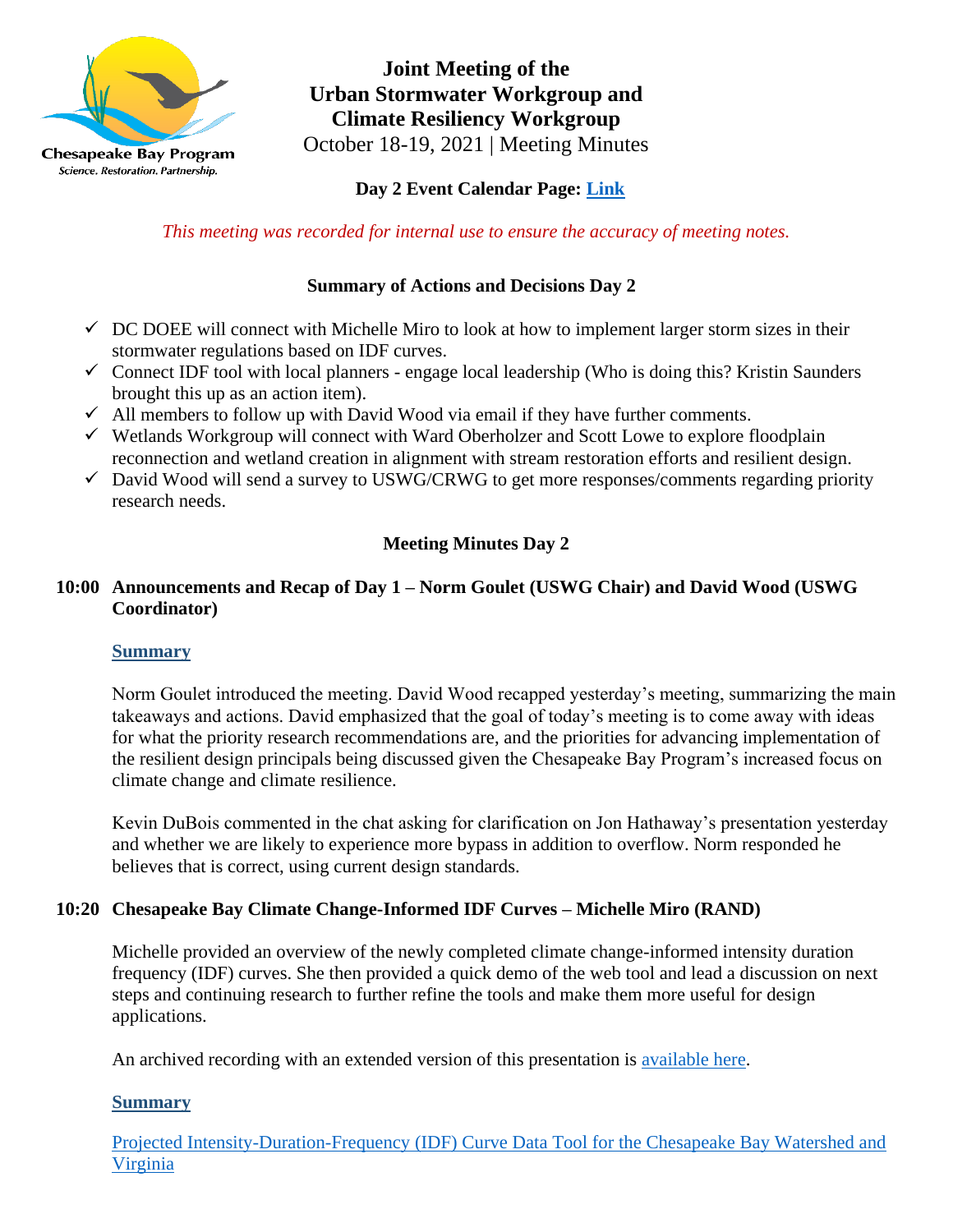# Joint Meeting of the Urban Stormwater Workgroup and Climate Resiliency Workgroup

October 18-19, 2021 | Meeting Minutes

**Day 2 Event Calendar Page: Link**

*This meeting was recorded for internal use to ensure the accuracy of meeting notes.*

## Summary of Actions and Decisions Day 2

- ✓ DC DOEE will connect with Michelle Miro to look at how to implement larger storm sizes in their stormwater regulations based on IDF curves.
- ✓ Connect IDF tool with local planners - engage local leadership (Who is doing this? Kristin Saunders brought this up as an action item).
- ✓ All members to follow up with David Wood via email if they have further comments.
- ✓ Wetlands Workgroup will connect with Ward Oberholzer and Scott Lowe to explore floodplain reconnection and wetland creation in alignment with stream restoration efforts and resilient design.
- ✓ David Wood will send a survey to USWG/CRWG to get more responses/comments regarding priority research needs.

## Meeting Minutes Day 2

### 10:00 Announcements and Recap of Day 1 – Norm Goulet (USWG Chair) and David Wood (USWG Coordinator)

**Summary**

Norm Goulet introduced the meeting. David Wood recapped yesterday's meeting, summarizing the main takeaways and actions. David emphasized that the goal of today's meeting is to come away with ideas for what the priority research recommendations are, and the priorities for advancing implementation of the resilient design principals being discussed given the Chesapeake Bay Program's increased focus on climate change and climate resilience.

Kevin DuBois commented in the chat asking for clarification on Jon Hathaway's presentation yesterday and whether we are likely to experience more bypass in addition to overflow. Norm responded he believes that is correct, using current design standards.

### 10:20 Chesapeake Bay Climate Change-Informed IDF Curves – Michelle Miro (RAND)

Michelle provided an overview of the newly completed climate change-informed intensity duration frequency (IDF) curves. She then provided a quick demo of the web tool and lead a discussion on next steps and continuing research to further refine the tools and make them more useful for design applications.

An archived recording with an extended version of this presentation is available here.

**Summary**

Projected Intensity-Duration-Frequency (IDF) Curve Data Tool for the Chesapeake Bay Watershed and Virginia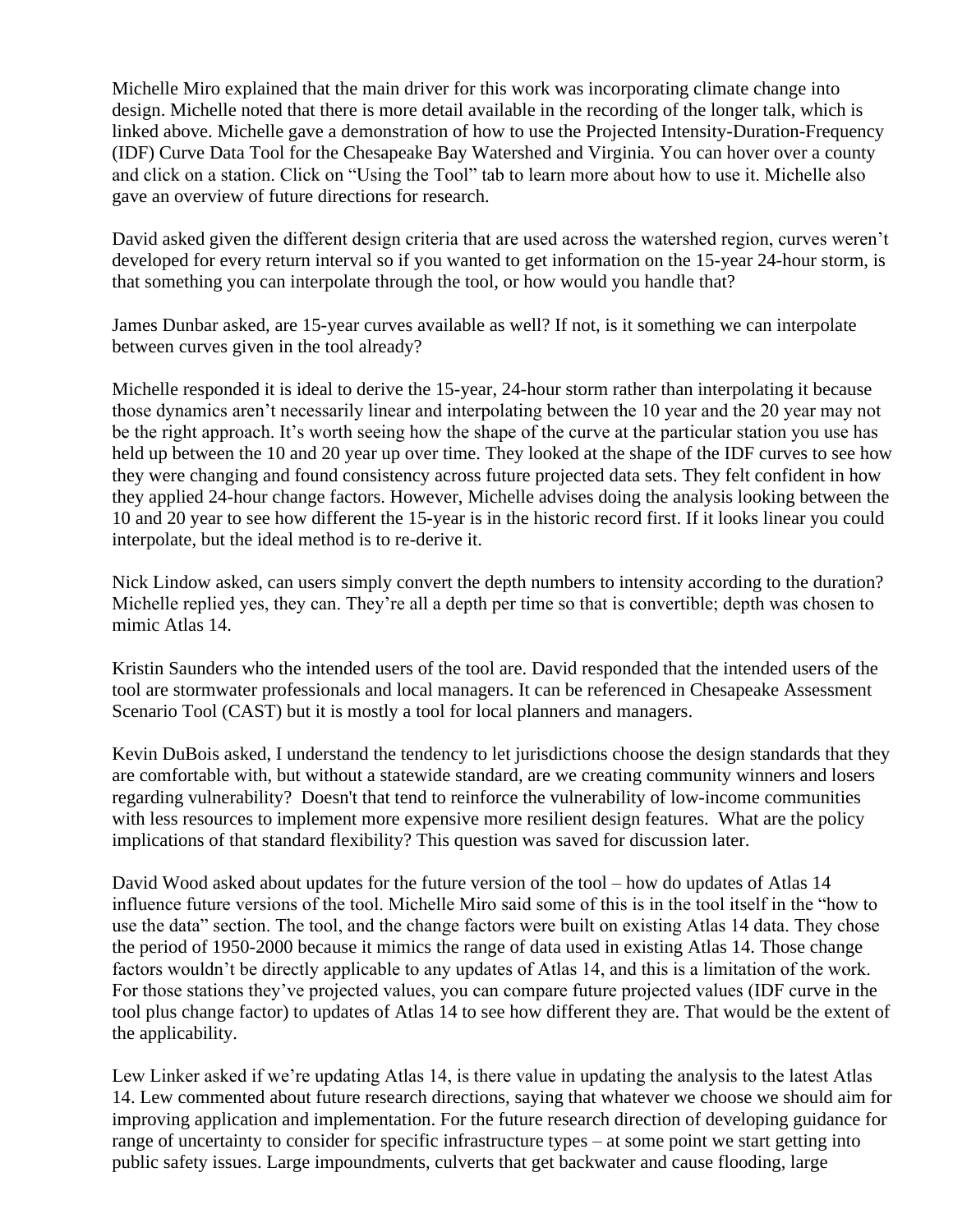Michelle Miro explained that the main driver for this work was incorporating climate change into design. Michelle noted that there is more detail available in the recording of the longer talk, which is linked above. Michelle gave a demonstration of how to use the Projected Intensity-Duration-Frequency (IDF) Curve Data Tool for the Chesapeake Bay Watershed and Virginia. You can hover over a county and click on a station. Click on "Using the Tool" tab to learn more about how to use it. Michelle also gave an overview of future directions for research.

David asked given the different design criteria that are used across the watershed region, curves weren't developed for every return interval so if you wanted to get information on the 15-year 24-hour storm, is that something you can interpolate through the tool, or how would you handle that?

James Dunbar asked, are 15-year curves available as well? If not, is it something we can interpolate between curves given in the tool already?

Michelle responded it is ideal to derive the 15-year, 24-hour storm rather than interpolating it because those dynamics aren't necessarily linear and interpolating between the 10 year and the 20 year may not be the right approach. It's worth seeing how the shape of the curve at the particular station you use has held up between the 10 and 20 year up over time. They looked at the shape of the IDF curves to see how they were changing and found consistency across future projected data sets. They felt confident in how they applied 24-hour change factors. However, Michelle advises doing the analysis looking between the 10 and 20 year to see how different the 15-year is in the historic record first. If it looks linear you could interpolate, but the ideal method is to re-derive it.

Nick Lindow asked, can users simply convert the depth numbers to intensity according to the duration? Michelle replied yes, they can. They're all a depth per time so that is convertible; depth was chosen to mimic Atlas 14.

Kristin Saunders who the intended users of the tool are. David responded that the intended users of the tool are stormwater professionals and local managers. It can be referenced in Chesapeake Assessment Scenario Tool (CAST) but it is mostly a tool for local planners and managers.

Kevin DuBois asked, I understand the tendency to let jurisdictions choose the design standards that they are comfortable with, but without a statewide standard, are we creating community winners and losers regarding vulnerability? Doesn't that tend to reinforce the vulnerability of low-income communities with less resources to implement more expensive more resilient design features. What are the policy implications of that standard flexibility? This question was saved for discussion later.

David Wood asked about updates for the future version of the tool – how do updates of Atlas 14 influence future versions of the tool. Michelle Miro said some of this is in the tool itself in the "how to use the data" section. The tool, and the change factors were built on existing Atlas 14 data. They chose the period of 1950-2000 because it mimics the range of data used in existing Atlas 14. Those change factors wouldn't be directly applicable to any updates of Atlas 14, and this is a limitation of the work. For those stations they've projected values, you can compare future projected values (IDF curve in the tool plus change factor) to updates of Atlas 14 to see how different they are. That would be the extent of the applicability.

Lew Linker asked if we're updating Atlas 14, is there value in updating the analysis to the latest Atlas 14. Lew commented about future research directions, saying that whatever we choose we should aim for improving application and implementation. For the future research direction of developing guidance for range of uncertainty to consider for specific infrastructure types – at some point we start getting into public safety issues. Large impoundments, culverts that get backwater and cause flooding, large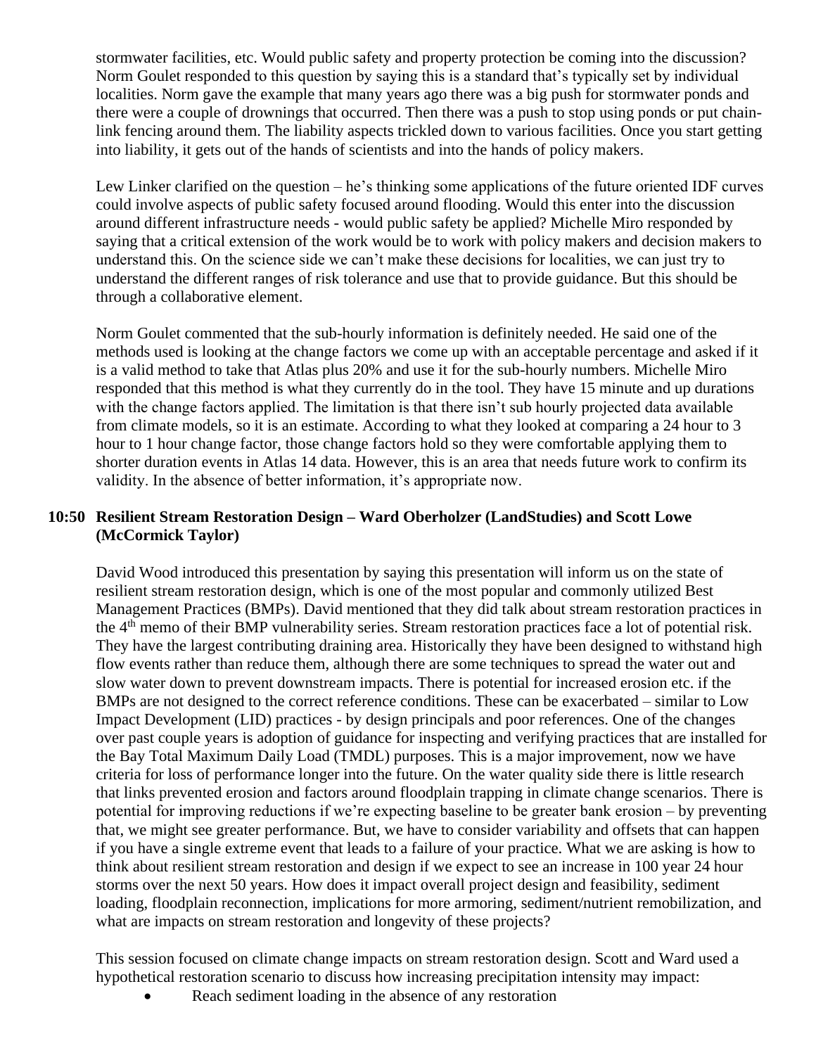stormwater facilities, etc. Would public safety and property protection be coming into the discussion? Norm Goulet responded to this question by saying this is a standard that's typically set by individual localities. Norm gave the example that many years ago there was a big push for stormwater ponds and there were a couple of drownings that occurred. Then there was a push to stop using ponds or put chain-link fencing around them. The liability aspects trickled down to various facilities. Once you start getting into liability, it gets out of the hands of scientists and into the hands of policy makers.

Lew Linker clarified on the question – he's thinking some applications of the future oriented IDF curves could involve aspects of public safety focused around flooding. Would this enter into the discussion around different infrastructure needs - would public safety be applied? Michelle Miro responded by saying that a critical extension of the work would be to work with policy makers and decision makers to understand this. On the science side we can't make these decisions for localities, we can just try to understand the different ranges of risk tolerance and use that to provide guidance. But this should be through a collaborative element.

Norm Goulet commented that the sub-hourly information is definitely needed. He said one of the methods used is looking at the change factors we come up with an acceptable percentage and asked if it is a valid method to take that Atlas plus 20% and use it for the sub-hourly numbers. Michelle Miro responded that this method is what they currently do in the tool. They have 15 minute and up durations with the change factors applied. The limitation is that there isn't sub hourly projected data available from climate models, so it is an estimate. According to what they looked at comparing a 24 hour to 3 hour to 1 hour change factor, those change factors hold so they were comfortable applying them to shorter duration events in Atlas 14 data. However, this is an area that needs future work to confirm its validity. In the absence of better information, it's appropriate now.

**10:50 Resilient Stream Restoration Design – Ward Oberholzer (LandStudies) and Scott Lowe (McCormick Taylor)**

David Wood introduced this presentation by saying this presentation will inform us on the state of resilient stream restoration design, which is one of the most popular and commonly utilized Best Management Practices (BMPs). David mentioned that they did talk about stream restoration practices in the 4th memo of their BMP vulnerability series. Stream restoration practices face a lot of potential risk. They have the largest contributing draining area. Historically they have been designed to withstand high flow events rather than reduce them, although there are some techniques to spread the water out and slow water down to prevent downstream impacts. There is potential for increased erosion etc. if the BMPs are not designed to the correct reference conditions. These can be exacerbated – similar to Low Impact Development (LID) practices - by design principals and poor references. One of the changes over past couple years is adoption of guidance for inspecting and verifying practices that are installed for the Bay Total Maximum Daily Load (TMDL) purposes. This is a major improvement, now we have criteria for loss of performance longer into the future. On the water quality side there is little research that links prevented erosion and factors around floodplain trapping in climate change scenarios. There is potential for improving reductions if we're expecting baseline to be greater bank erosion – by preventing that, we might see greater performance. But, we have to consider variability and offsets that can happen if you have a single extreme event that leads to a failure of your practice. What we are asking is how to think about resilient stream restoration and design if we expect to see an increase in 100 year 24 hour storms over the next 50 years. How does it impact overall project design and feasibility, sediment loading, floodplain reconnection, implications for more armoring, sediment/nutrient remobilization, and what are impacts on stream restoration and longevity of these projects?

This session focused on climate change impacts on stream restoration design. Scott and Ward used a hypothetical restoration scenario to discuss how increasing precipitation intensity may impact:

- Reach sediment loading in the absence of any restoration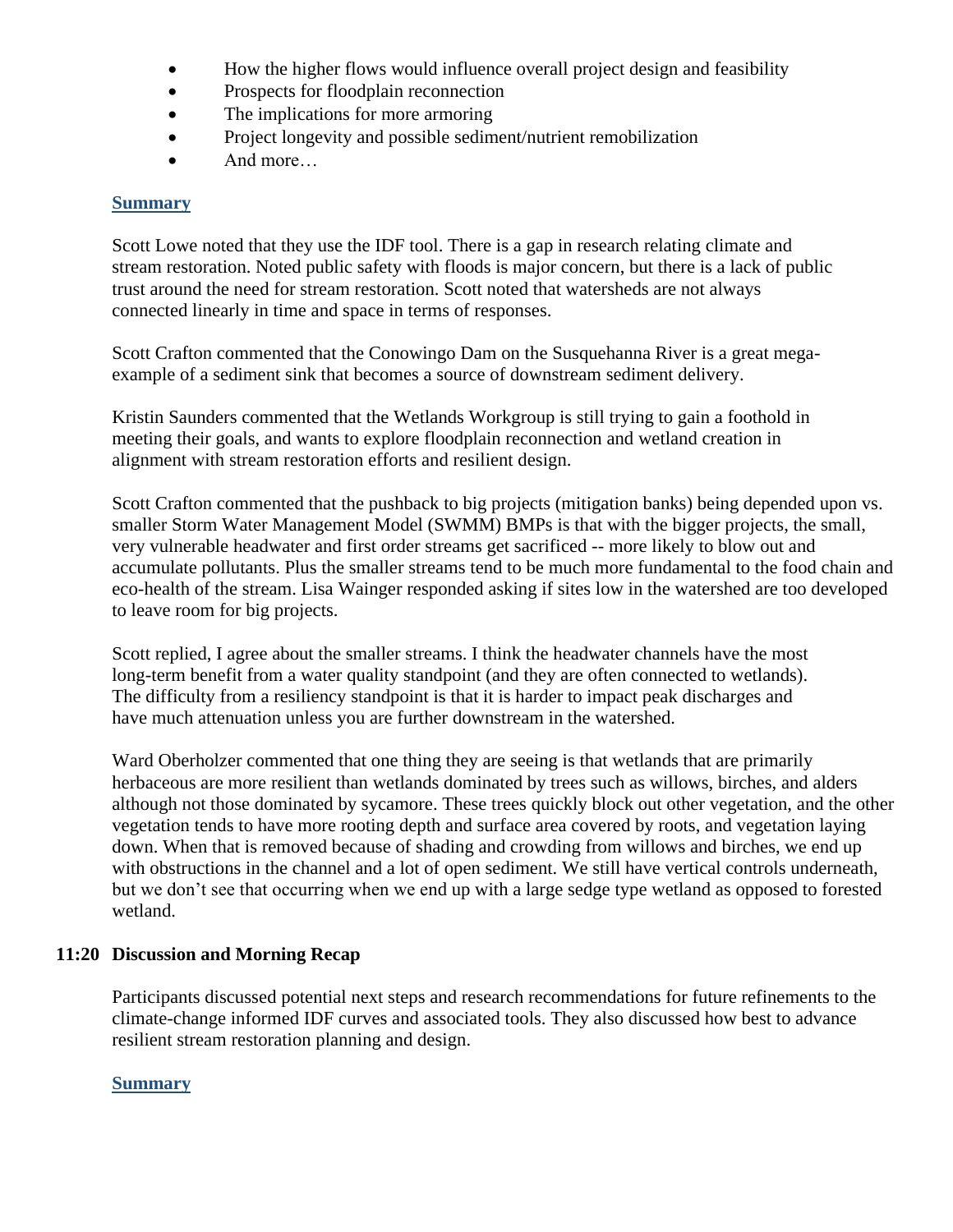- How the higher flows would influence overall project design and feasibility
- Prospects for floodplain reconnection
- The implications for more armoring
- Project longevity and possible sediment/nutrient remobilization
- And more…

**Summary**

Scott Lowe noted that they use the IDF tool. There is a gap in research relating climate and stream restoration. Noted public safety with floods is major concern, but there is a lack of public trust around the need for stream restoration. Scott noted that watersheds are not always connected linearly in time and space in terms of responses.

Scott Crafton commented that the Conowingo Dam on the Susquehanna River is a great mega-example of a sediment sink that becomes a source of downstream sediment delivery.

Kristin Saunders commented that the Wetlands Workgroup is still trying to gain a foothold in meeting their goals, and wants to explore floodplain reconnection and wetland creation in alignment with stream restoration efforts and resilient design.

Scott Crafton commented that the pushback to big projects (mitigation banks) being depended upon vs. smaller Storm Water Management Model (SWMM) BMPs is that with the bigger projects, the small, very vulnerable headwater and first order streams get sacrificed -- more likely to blow out and accumulate pollutants. Plus the smaller streams tend to be much more fundamental to the food chain and eco-health of the stream. Lisa Wainger responded asking if sites low in the watershed are too developed to leave room for big projects.

Scott replied, I agree about the smaller streams. I think the headwater channels have the most long-term benefit from a water quality standpoint (and they are often connected to wetlands). The difficulty from a resiliency standpoint is that it is harder to impact peak discharges and have much attenuation unless you are further downstream in the watershed.

Ward Oberholzer commented that one thing they are seeing is that wetlands that are primarily herbaceous are more resilient than wetlands dominated by trees such as willows, birches, and alders although not those dominated by sycamore. These trees quickly block out other vegetation, and the other vegetation tends to have more rooting depth and surface area covered by roots, and vegetation laying down. When that is removed because of shading and crowding from willows and birches, we end up with obstructions in the channel and a lot of open sediment. We still have vertical controls underneath, but we don't see that occurring when we end up with a large sedge type wetland as opposed to forested wetland.

### 11:20 Discussion and Morning Recap

Participants discussed potential next steps and research recommendations for future refinements to the climate-change informed IDF curves and associated tools. They also discussed how best to advance resilient stream restoration planning and design.

**Summary**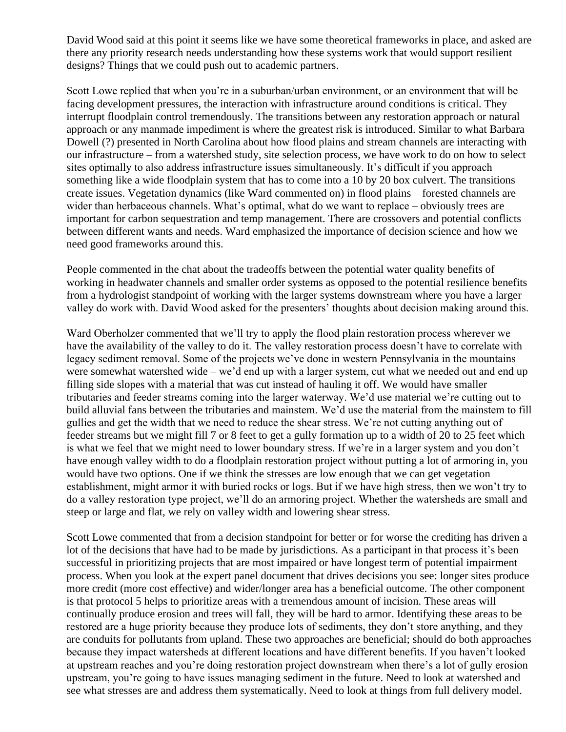David Wood said at this point it seems like we have some theoretical frameworks in place, and asked are there any priority research needs understanding how these systems work that would support resilient designs? Things that we could push out to academic partners.

Scott Lowe replied that when you're in a suburban/urban environment, or an environment that will be facing development pressures, the interaction with infrastructure around conditions is critical. They interrupt floodplain control tremendously. The transitions between any restoration approach or natural approach or any manmade impediment is where the greatest risk is introduced. Similar to what Barbara Dowell (?) presented in North Carolina about how flood plains and stream channels are interacting with our infrastructure – from a watershed study, site selection process, we have work to do on how to select sites optimally to also address infrastructure issues simultaneously. It's difficult if you approach something like a wide floodplain system that has to come into a 10 by 20 box culvert. The transitions create issues. Vegetation dynamics (like Ward commented on) in flood plains – forested channels are wider than herbaceous channels. What's optimal, what do we want to replace – obviously trees are important for carbon sequestration and temp management. There are crossovers and potential conflicts between different wants and needs. Ward emphasized the importance of decision science and how we need good frameworks around this.

People commented in the chat about the tradeoffs between the potential water quality benefits of working in headwater channels and smaller order systems as opposed to the potential resilience benefits from a hydrologist standpoint of working with the larger systems downstream where you have a larger valley do work with. David Wood asked for the presenters' thoughts about decision making around this.

Ward Oberholzer commented that we'll try to apply the flood plain restoration process wherever we have the availability of the valley to do it. The valley restoration process doesn't have to correlate with legacy sediment removal. Some of the projects we've done in western Pennsylvania in the mountains were somewhat watershed wide – we'd end up with a larger system, cut what we needed out and end up filling side slopes with a material that was cut instead of hauling it off. We would have smaller tributaries and feeder streams coming into the larger waterway. We'd use material we're cutting out to build alluvial fans between the tributaries and mainstem. We'd use the material from the mainstem to fill gullies and get the width that we need to reduce the shear stress. We're not cutting anything out of feeder streams but we might fill 7 or 8 feet to get a gully formation up to a width of 20 to 25 feet which is what we feel that we might need to lower boundary stress. If we're in a larger system and you don't have enough valley width to do a floodplain restoration project without putting a lot of armoring in, you would have two options. One if we think the stresses are low enough that we can get vegetation establishment, might armor it with buried rocks or logs. But if we have high stress, then we won't try to do a valley restoration type project, we'll do an armoring project. Whether the watersheds are small and steep or large and flat, we rely on valley width and lowering shear stress.

Scott Lowe commented that from a decision standpoint for better or for worse the crediting has driven a lot of the decisions that have had to be made by jurisdictions. As a participant in that process it's been successful in prioritizing projects that are most impaired or have longest term of potential impairment process. When you look at the expert panel document that drives decisions you see: longer sites produce more credit (more cost effective) and wider/longer area has a beneficial outcome. The other component is that protocol 5 helps to prioritize areas with a tremendous amount of incision. These areas will continually produce erosion and trees will fall, they will be hard to armor. Identifying these areas to be restored are a huge priority because they produce lots of sediments, they don't store anything, and they are conduits for pollutants from upland. These two approaches are beneficial; should do both approaches because they impact watersheds at different locations and have different benefits. If you haven't looked at upstream reaches and you're doing restoration project downstream when there's a lot of gully erosion upstream, you're going to have issues managing sediment in the future. Need to look at watershed and see what stresses are and address them systematically. Need to look at things from full delivery model.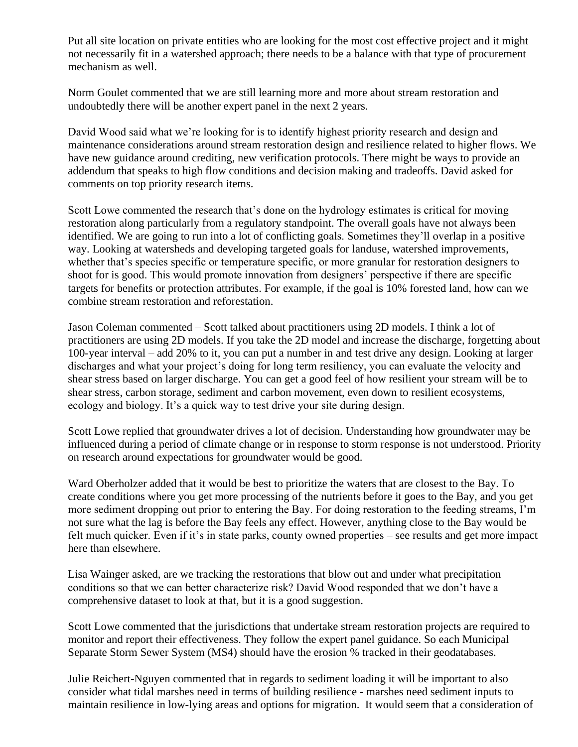Put all site location on private entities who are looking for the most cost effective project and it might not necessarily fit in a watershed approach; there needs to be a balance with that type of procurement mechanism as well.

Norm Goulet commented that we are still learning more and more about stream restoration and undoubtedly there will be another expert panel in the next 2 years.

David Wood said what we're looking for is to identify highest priority research and design and maintenance considerations around stream restoration design and resilience related to higher flows. We have new guidance around crediting, new verification protocols. There might be ways to provide an addendum that speaks to high flow conditions and decision making and tradeoffs. David asked for comments on top priority research items.

Scott Lowe commented the research that's done on the hydrology estimates is critical for moving restoration along particularly from a regulatory standpoint. The overall goals have not always been identified. We are going to run into a lot of conflicting goals. Sometimes they'll overlap in a positive way. Looking at watersheds and developing targeted goals for landuse, watershed improvements, whether that's species specific or temperature specific, or more granular for restoration designers to shoot for is good. This would promote innovation from designers' perspective if there are specific targets for benefits or protection attributes. For example, if the goal is 10% forested land, how can we combine stream restoration and reforestation.

Jason Coleman commented – Scott talked about practitioners using 2D models. I think a lot of practitioners are using 2D models. If you take the 2D model and increase the discharge, forgetting about 100-year interval – add 20% to it, you can put a number in and test drive any design. Looking at larger discharges and what your project's doing for long term resiliency, you can evaluate the velocity and shear stress based on larger discharge. You can get a good feel of how resilient your stream will be to shear stress, carbon storage, sediment and carbon movement, even down to resilient ecosystems, ecology and biology. It's a quick way to test drive your site during design.

Scott Lowe replied that groundwater drives a lot of decision. Understanding how groundwater may be influenced during a period of climate change or in response to storm response is not understood. Priority on research around expectations for groundwater would be good.

Ward Oberholzer added that it would be best to prioritize the waters that are closest to the Bay. To create conditions where you get more processing of the nutrients before it goes to the Bay, and you get more sediment dropping out prior to entering the Bay. For doing restoration to the feeding streams, I'm not sure what the lag is before the Bay feels any effect. However, anything close to the Bay would be felt much quicker. Even if it's in state parks, county owned properties – see results and get more impact here than elsewhere.

Lisa Wainger asked, are we tracking the restorations that blow out and under what precipitation conditions so that we can better characterize risk? David Wood responded that we don't have a comprehensive dataset to look at that, but it is a good suggestion.

Scott Lowe commented that the jurisdictions that undertake stream restoration projects are required to monitor and report their effectiveness. They follow the expert panel guidance. So each Municipal Separate Storm Sewer System (MS4) should have the erosion % tracked in their geodatabases.

Julie Reichert-Nguyen commented that in regards to sediment loading it will be important to also consider what tidal marshes need in terms of building resilience - marshes need sediment inputs to maintain resilience in low-lying areas and options for migration. It would seem that a consideration of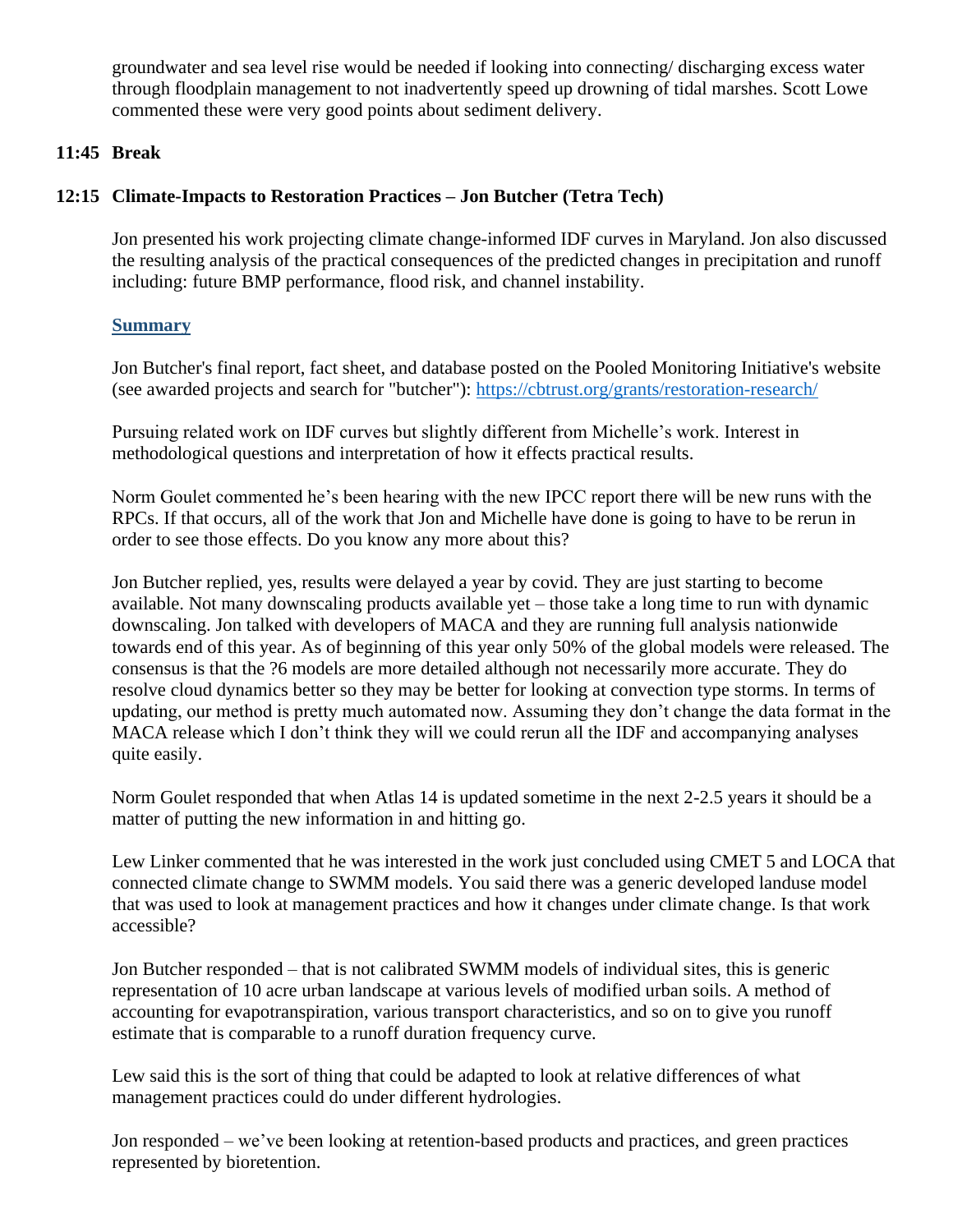groundwater and sea level rise would be needed if looking into connecting/ discharging excess water through floodplain management to not inadvertently speed up drowning of tidal marshes. Scott Lowe commented these were very good points about sediment delivery.

**11:45 Break**

**12:15 Climate-Impacts to Restoration Practices – Jon Butcher (Tetra Tech)**

Jon presented his work projecting climate change-informed IDF curves in Maryland. Jon also discussed the resulting analysis of the practical consequences of the predicted changes in precipitation and runoff including: future BMP performance, flood risk, and channel instability.

**Summary**

Jon Butcher's final report, fact sheet, and database posted on the Pooled Monitoring Initiative's website (see awarded projects and search for "butcher"): [https://cbtrust.org/grants/restoration-research/](https://cbtrust.org/grants/restoration-research/)

Pursuing related work on IDF curves but slightly different from Michelle's work. Interest in methodological questions and interpretation of how it effects practical results.

Norm Goulet commented he's been hearing with the new IPCC report there will be new runs with the RPCs. If that occurs, all of the work that Jon and Michelle have done is going to have to be rerun in order to see those effects. Do you know any more about this?

Jon Butcher replied, yes, results were delayed a year by covid. They are just starting to become available. Not many downscaling products available yet – those take a long time to run with dynamic downscaling. Jon talked with developers of MACA and they are running full analysis nationwide towards end of this year. As of beginning of this year only 50% of the global models were released. The consensus is that the ?6 models are more detailed although not necessarily more accurate. They do resolve cloud dynamics better so they may be better for looking at convection type storms. In terms of updating, our method is pretty much automated now. Assuming they don't change the data format in the MACA release which I don't think they will we could rerun all the IDF and accompanying analyses quite easily.

Norm Goulet responded that when Atlas 14 is updated sometime in the next 2-2.5 years it should be a matter of putting the new information in and hitting go.

Lew Linker commented that he was interested in the work just concluded using CMET 5 and LOCA that connected climate change to SWMM models. You said there was a generic developed landuse model that was used to look at management practices and how it changes under climate change. Is that work accessible?

Jon Butcher responded – that is not calibrated SWMM models of individual sites, this is generic representation of 10 acre urban landscape at various levels of modified urban soils. A method of accounting for evapotranspiration, various transport characteristics, and so on to give you runoff estimate that is comparable to a runoff duration frequency curve.

Lew said this is the sort of thing that could be adapted to look at relative differences of what management practices could do under different hydrologies.

Jon responded – we've been looking at retention-based products and practices, and green practices represented by bioretention.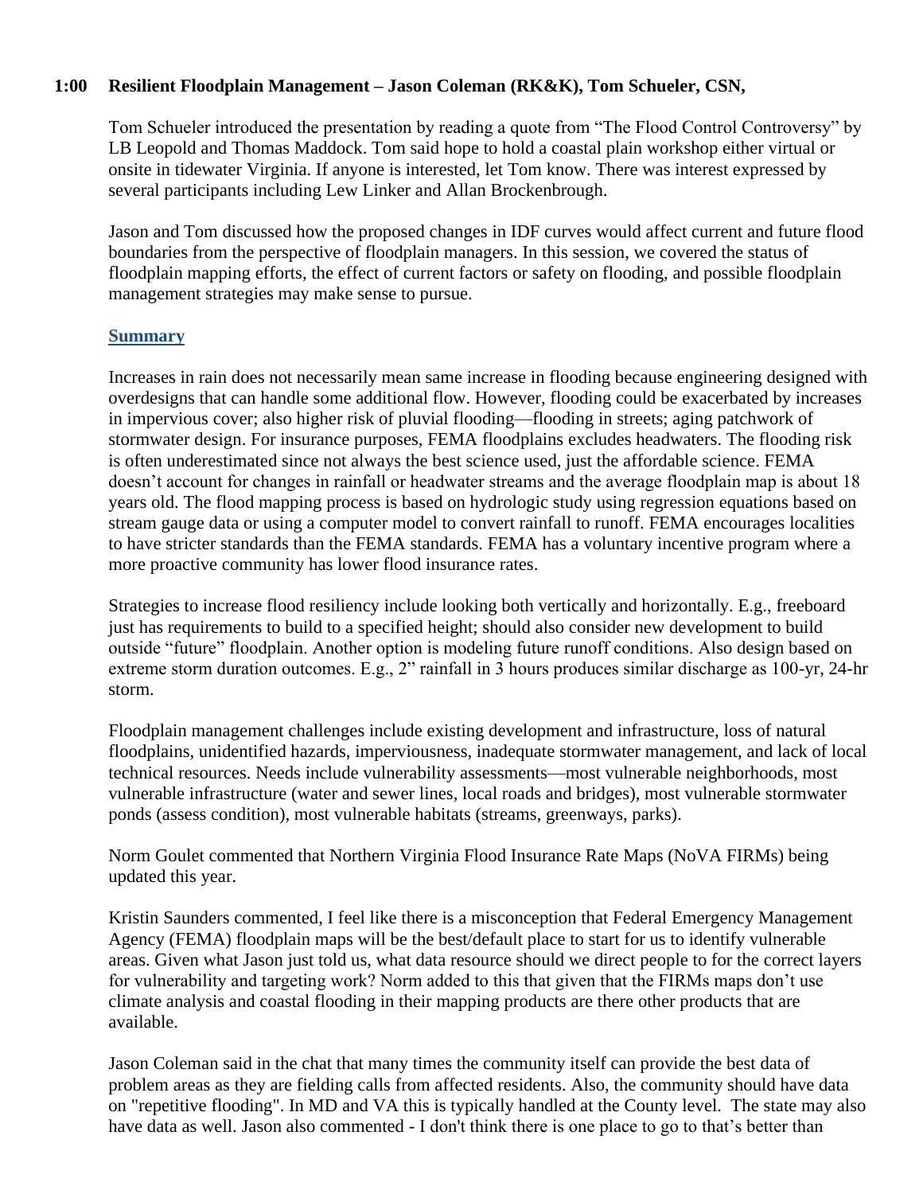**1:00 Resilient Floodplain Management – Jason Coleman (RK&K), Tom Schueler, CSN,**

Tom Schueler introduced the presentation by reading a quote from "The Flood Control Controversy" by LB Leopold and Thomas Maddock. Tom said hope to hold a coastal plain workshop either virtual or onsite in tidewater Virginia. If anyone is interested, let Tom know. There was interest expressed by several participants including Lew Linker and Allan Brockenbrough.

Jason and Tom discussed how the proposed changes in IDF curves would affect current and future flood boundaries from the perspective of floodplain managers. In this session, we covered the status of floodplain mapping efforts, the effect of current factors or safety on flooding, and possible floodplain management strategies may make sense to pursue.

**Summary**

Increases in rain does not necessarily mean same increase in flooding because engineering designed with overdesigns that can handle some additional flow. However, flooding could be exacerbated by increases in impervious cover; also higher risk of pluvial flooding—flooding in streets; aging patchwork of stormwater design. For insurance purposes, FEMA floodplains excludes headwaters. The flooding risk is often underestimated since not always the best science used, just the affordable science. FEMA doesn't account for changes in rainfall or headwater streams and the average floodplain map is about 18 years old. The flood mapping process is based on hydrologic study using regression equations based on stream gauge data or using a computer model to convert rainfall to runoff. FEMA encourages localities to have stricter standards than the FEMA standards. FEMA has a voluntary incentive program where a more proactive community has lower flood insurance rates.

Strategies to increase flood resiliency include looking both vertically and horizontally. E.g., freeboard just has requirements to build to a specified height; should also consider new development to build outside "future" floodplain. Another option is modeling future runoff conditions. Also design based on extreme storm duration outcomes. E.g., 2" rainfall in 3 hours produces similar discharge as 100-yr, 24-hr storm.

Floodplain management challenges include existing development and infrastructure, loss of natural floodplains, unidentified hazards, imperviousness, inadequate stormwater management, and lack of local technical resources. Needs include vulnerability assessments—most vulnerable neighborhoods, most vulnerable infrastructure (water and sewer lines, local roads and bridges), most vulnerable stormwater ponds (assess condition), most vulnerable habitats (streams, greenways, parks).

Norm Goulet commented that Northern Virginia Flood Insurance Rate Maps (NoVA FIRMs) being updated this year.

Kristin Saunders commented, I feel like there is a misconception that Federal Emergency Management Agency (FEMA) floodplain maps will be the best/default place to start for us to identify vulnerable areas. Given what Jason just told us, what data resource should we direct people to for the correct layers for vulnerability and targeting work? Norm added to this that given that the FIRMs maps don't use climate analysis and coastal flooding in their mapping products are there other products that are available.

Jason Coleman said in the chat that many times the community itself can provide the best data of problem areas as they are fielding calls from affected residents. Also, the community should have data on "repetitive flooding". In MD and VA this is typically handled at the County level. The state may also have data as well. Jason also commented - I don't think there is one place to go to that's better than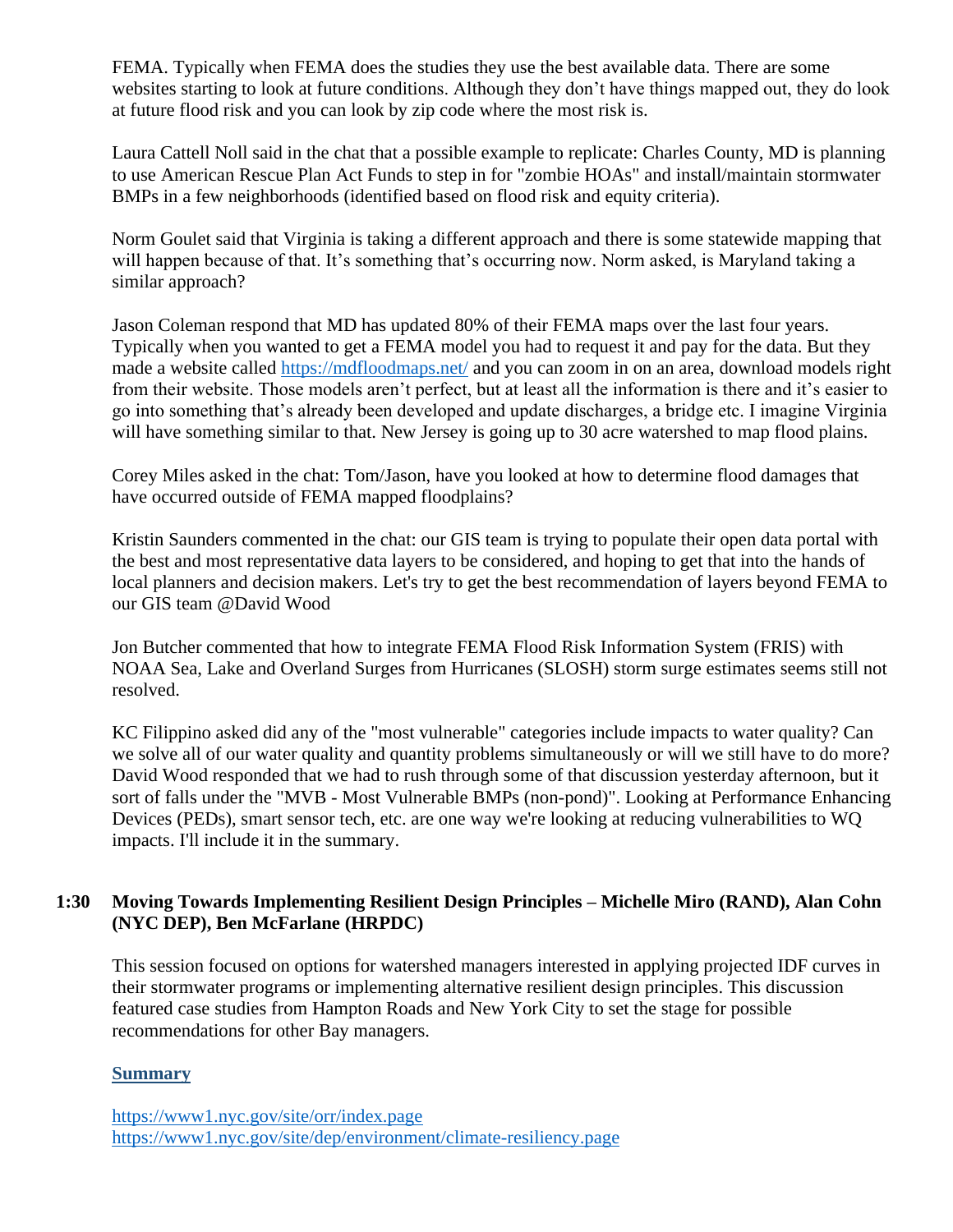FEMA. Typically when FEMA does the studies they use the best available data. There are some websites starting to look at future conditions. Although they don't have things mapped out, they do look at future flood risk and you can look by zip code where the most risk is.

Laura Cattell Noll said in the chat that a possible example to replicate: Charles County, MD is planning to use American Rescue Plan Act Funds to step in for "zombie HOAs" and install/maintain stormwater BMPs in a few neighborhoods (identified based on flood risk and equity criteria).

Norm Goulet said that Virginia is taking a different approach and there is some statewide mapping that will happen because of that. It's something that's occurring now. Norm asked, is Maryland taking a similar approach?

Jason Coleman respond that MD has updated 80% of their FEMA maps over the last four years. Typically when you wanted to get a FEMA model you had to request it and pay for the data. But they made a website called [https://mdfloodmaps.net/](https://mdfloodmaps.net/) and you can zoom in on an area, download models right from their website. Those models aren't perfect, but at least all the information is there and it's easier to go into something that's already been developed and update discharges, a bridge etc. I imagine Virginia will have something similar to that. New Jersey is going up to 30 acre watershed to map flood plains.

Corey Miles asked in the chat: Tom/Jason, have you looked at how to determine flood damages that have occurred outside of FEMA mapped floodplains?

Kristin Saunders commented in the chat: our GIS team is trying to populate their open data portal with the best and most representative data layers to be considered, and hoping to get that into the hands of local planners and decision makers. Let's try to get the best recommendation of layers beyond FEMA to our GIS team @David Wood

Jon Butcher commented that how to integrate FEMA Flood Risk Information System (FRIS) with NOAA Sea, Lake and Overland Surges from Hurricanes (SLOSH) storm surge estimates seems still not resolved.

KC Filippino asked did any of the "most vulnerable" categories include impacts to water quality? Can we solve all of our water quality and quantity problems simultaneously or will we still have to do more? David Wood responded that we had to rush through some of that discussion yesterday afternoon, but it sort of falls under the "MVB - Most Vulnerable BMPs (non-pond)". Looking at Performance Enhancing Devices (PEDs), smart sensor tech, etc. are one way we're looking at reducing vulnerabilities to WQ impacts. I'll include it in the summary.

### 1:30 Moving Towards Implementing Resilient Design Principles – Michelle Miro (RAND), Alan Cohn (NYC DEP), Ben McFarlane (HRPDC)

This session focused on options for watershed managers interested in applying projected IDF curves in their stormwater programs or implementing alternative resilient design principles. This discussion featured case studies from Hampton Roads and New York City to set the stage for possible recommendations for other Bay managers.

**Summary**

[https://www1.nyc.gov/site/orr/index.page](https://www1.nyc.gov/site/orr/index.page)
[https://www1.nyc.gov/site/dep/environment/climate-resiliency.page](https://www1.nyc.gov/site/dep/environment/climate-resiliency.page)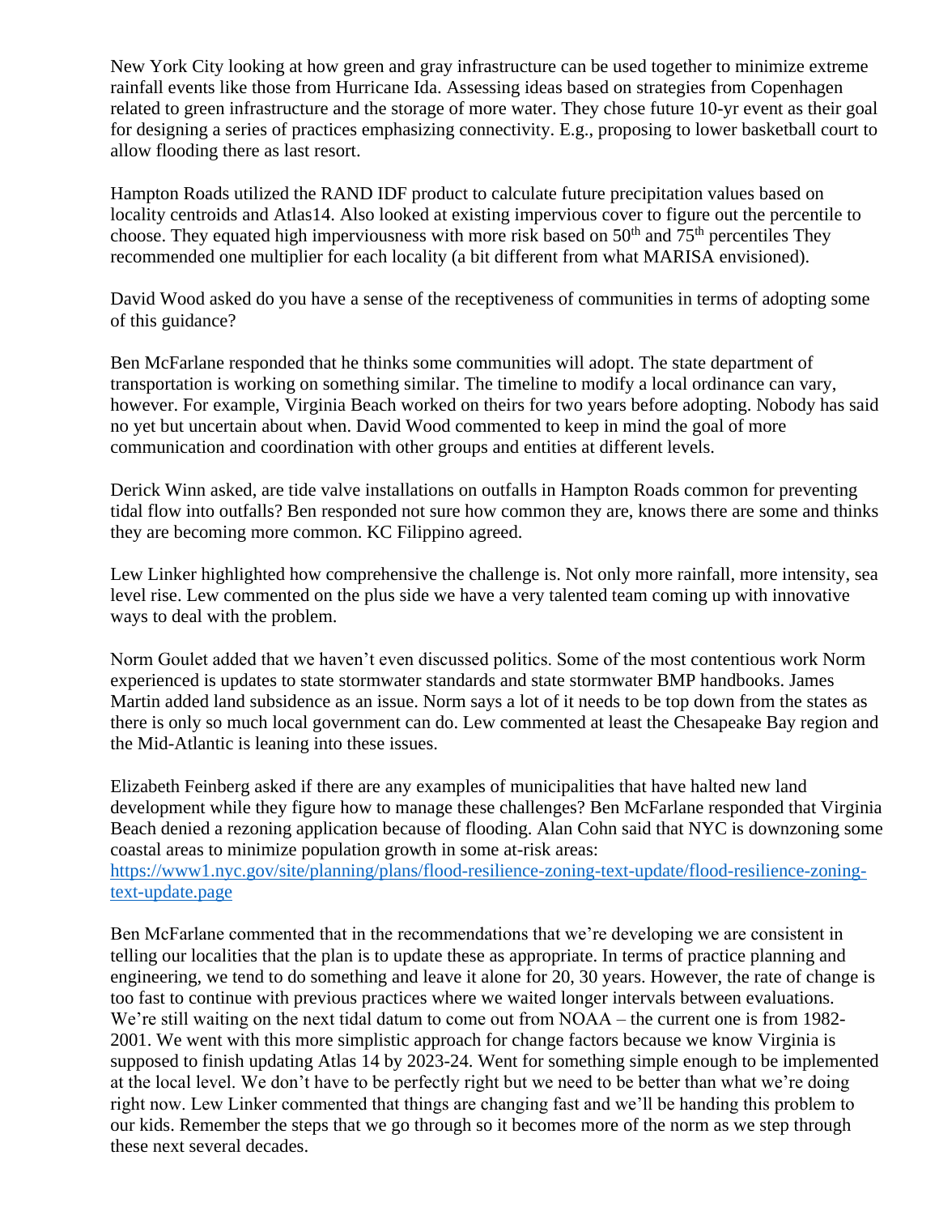New York City looking at how green and gray infrastructure can be used together to minimize extreme rainfall events like those from Hurricane Ida. Assessing ideas based on strategies from Copenhagen related to green infrastructure and the storage of more water. They chose future 10-yr event as their goal for designing a series of practices emphasizing connectivity. E.g., proposing to lower basketball court to allow flooding there as last resort.

Hampton Roads utilized the RAND IDF product to calculate future precipitation values based on locality centroids and Atlas14. Also looked at existing impervious cover to figure out the percentile to choose. They equated high imperviousness with more risk based on 50th and 75th percentiles They recommended one multiplier for each locality (a bit different from what MARISA envisioned).

David Wood asked do you have a sense of the receptiveness of communities in terms of adopting some of this guidance?

Ben McFarlane responded that he thinks some communities will adopt. The state department of transportation is working on something similar. The timeline to modify a local ordinance can vary, however. For example, Virginia Beach worked on theirs for two years before adopting. Nobody has said no yet but uncertain about when. David Wood commented to keep in mind the goal of more communication and coordination with other groups and entities at different levels.

Derick Winn asked, are tide valve installations on outfalls in Hampton Roads common for preventing tidal flow into outfalls? Ben responded not sure how common they are, knows there are some and thinks they are becoming more common. KC Filippino agreed.

Lew Linker highlighted how comprehensive the challenge is. Not only more rainfall, more intensity, sea level rise. Lew commented on the plus side we have a very talented team coming up with innovative ways to deal with the problem.

Norm Goulet added that we haven't even discussed politics. Some of the most contentious work Norm experienced is updates to state stormwater standards and state stormwater BMP handbooks. James Martin added land subsidence as an issue. Norm says a lot of it needs to be top down from the states as there is only so much local government can do. Lew commented at least the Chesapeake Bay region and the Mid-Atlantic is leaning into these issues.

Elizabeth Feinberg asked if there are any examples of municipalities that have halted new land development while they figure how to manage these challenges? Ben McFarlane responded that Virginia Beach denied a rezoning application because of flooding. Alan Cohn said that NYC is downzoning some coastal areas to minimize population growth in some at-risk areas: https://www1.nyc.gov/site/planning/plans/flood-resilience-zoning-text-update/flood-resilience-zoning-text-update.page

Ben McFarlane commented that in the recommendations that we're developing we are consistent in telling our localities that the plan is to update these as appropriate. In terms of practice planning and engineering, we tend to do something and leave it alone for 20, 30 years. However, the rate of change is too fast to continue with previous practices where we waited longer intervals between evaluations. We're still waiting on the next tidal datum to come out from NOAA – the current one is from 1982-2001. We went with this more simplistic approach for change factors because we know Virginia is supposed to finish updating Atlas 14 by 2023-24. Went for something simple enough to be implemented at the local level. We don't have to be perfectly right but we need to be better than what we're doing right now. Lew Linker commented that things are changing fast and we'll be handing this problem to our kids. Remember the steps that we go through so it becomes more of the norm as we step through these next several decades.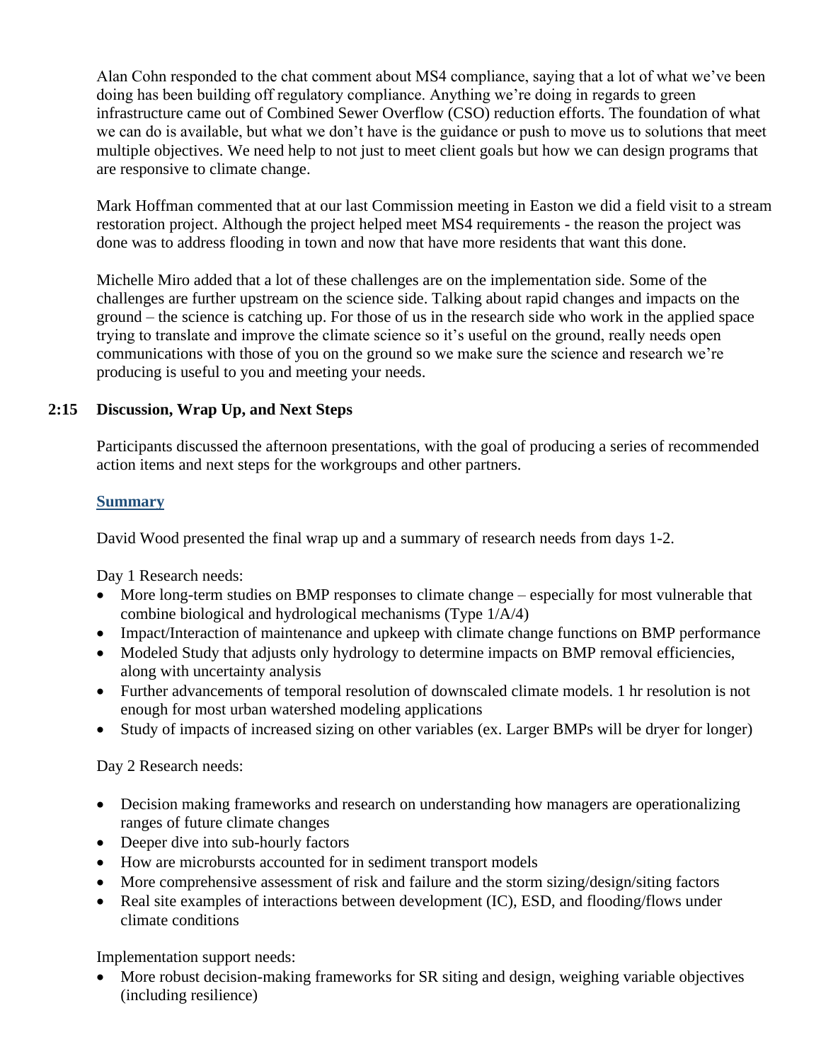Alan Cohn responded to the chat comment about MS4 compliance, saying that a lot of what we've been doing has been building off regulatory compliance. Anything we're doing in regards to green infrastructure came out of Combined Sewer Overflow (CSO) reduction efforts. The foundation of what we can do is available, but what we don't have is the guidance or push to move us to solutions that meet multiple objectives. We need help to not just to meet client goals but how we can design programs that are responsive to climate change.

Mark Hoffman commented that at our last Commission meeting in Easton we did a field visit to a stream restoration project. Although the project helped meet MS4 requirements - the reason the project was done was to address flooding in town and now that have more residents that want this done.

Michelle Miro added that a lot of these challenges are on the implementation side. Some of the challenges are further upstream on the science side. Talking about rapid changes and impacts on the ground – the science is catching up. For those of us in the research side who work in the applied space trying to translate and improve the climate science so it's useful on the ground, really needs open communications with those of you on the ground so we make sure the science and research we're producing is useful to you and meeting your needs.

**2:15 Discussion, Wrap Up, and Next Steps**

Participants discussed the afternoon presentations, with the goal of producing a series of recommended action items and next steps for the workgroups and other partners.

**Summary**

David Wood presented the final wrap up and a summary of research needs from days 1-2.

Day 1 Research needs:

- More long-term studies on BMP responses to climate change – especially for most vulnerable that combine biological and hydrological mechanisms (Type 1/A/4)
- Impact/Interaction of maintenance and upkeep with climate change functions on BMP performance
- Modeled Study that adjusts only hydrology to determine impacts on BMP removal efficiencies, along with uncertainty analysis
- Further advancements of temporal resolution of downscaled climate models. 1 hr resolution is not enough for most urban watershed modeling applications
- Study of impacts of increased sizing on other variables (ex. Larger BMPs will be dryer for longer)

Day 2 Research needs:

- Decision making frameworks and research on understanding how managers are operationalizing ranges of future climate changes
- Deeper dive into sub-hourly factors
- How are microbursts accounted for in sediment transport models
- More comprehensive assessment of risk and failure and the storm sizing/design/siting factors
- Real site examples of interactions between development (IC), ESD, and flooding/flows under climate conditions

Implementation support needs:

- More robust decision-making frameworks for SR siting and design, weighing variable objectives (including resilience)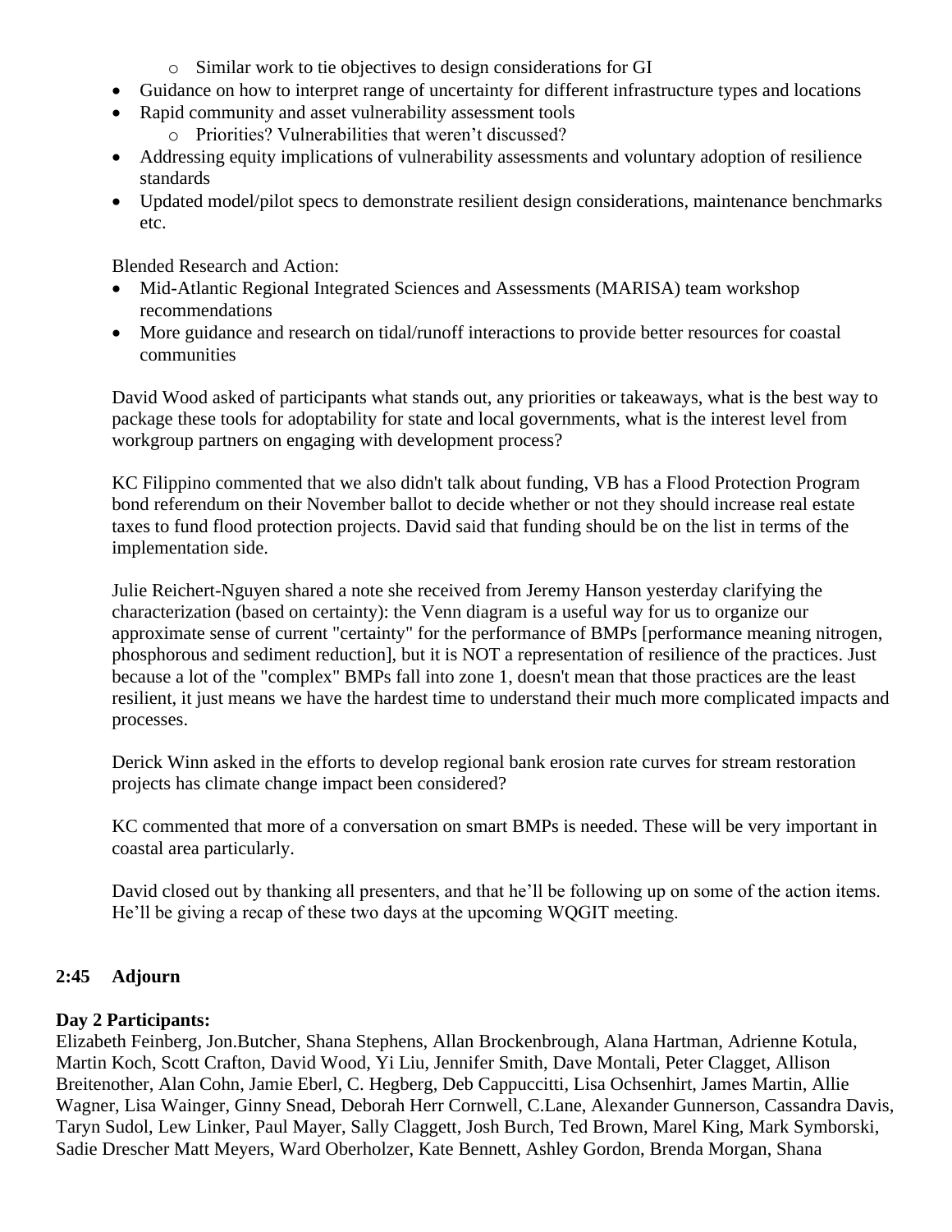- Similar work to tie objectives to design considerations for GI
- Guidance on how to interpret range of uncertainty for different infrastructure types and locations
- Rapid community and asset vulnerability assessment tools
    - Priorities? Vulnerabilities that weren't discussed?
- Addressing equity implications of vulnerability assessments and voluntary adoption of resilience standards
- Updated model/pilot specs to demonstrate resilient design considerations, maintenance benchmarks etc.

Blended Research and Action:

- Mid-Atlantic Regional Integrated Sciences and Assessments (MARISA) team workshop recommendations
- More guidance and research on tidal/runoff interactions to provide better resources for coastal communities

David Wood asked of participants what stands out, any priorities or takeaways, what is the best way to package these tools for adoptability for state and local governments, what is the interest level from workgroup partners on engaging with development process?

KC Filippino commented that we also didn't talk about funding, VB has a Flood Protection Program bond referendum on their November ballot to decide whether or not they should increase real estate taxes to fund flood protection projects. David said that funding should be on the list in terms of the implementation side.

Julie Reichert-Nguyen shared a note she received from Jeremy Hanson yesterday clarifying the characterization (based on certainty): the Venn diagram is a useful way for us to organize our approximate sense of current "certainty" for the performance of BMPs [performance meaning nitrogen, phosphorous and sediment reduction], but it is NOT a representation of resilience of the practices. Just because a lot of the "complex" BMPs fall into zone 1, doesn't mean that those practices are the least resilient, it just means we have the hardest time to understand their much more complicated impacts and processes.

Derick Winn asked in the efforts to develop regional bank erosion rate curves for stream restoration projects has climate change impact been considered?

KC commented that more of a conversation on smart BMPs is needed. These will be very important in coastal area particularly.

David closed out by thanking all presenters, and that he'll be following up on some of the action items. He'll be giving a recap of these two days at the upcoming WQGIT meeting.

**2:45 Adjourn**

**Day 2 Participants:**
Elizabeth Feinberg, Jon.Butcher, Shana Stephens, Allan Brockenbrough, Alana Hartman, Adrienne Kotula, Martin Koch, Scott Crafton, David Wood, Yi Liu, Jennifer Smith, Dave Montali, Peter Clagget, Allison Breitenother, Alan Cohn, Jamie Eberl, C. Hegberg, Deb Cappuccitti, Lisa Ochsenhirt, James Martin, Allie Wagner, Lisa Wainger, Ginny Snead, Deborah Herr Cornwell, C.Lane, Alexander Gunnerson, Cassandra Davis, Taryn Sudol, Lew Linker, Paul Mayer, Sally Claggett, Josh Burch, Ted Brown, Marel King, Mark Symborski, Sadie Drescher Matt Meyers, Ward Oberholzer, Kate Bennett, Ashley Gordon, Brenda Morgan, Shana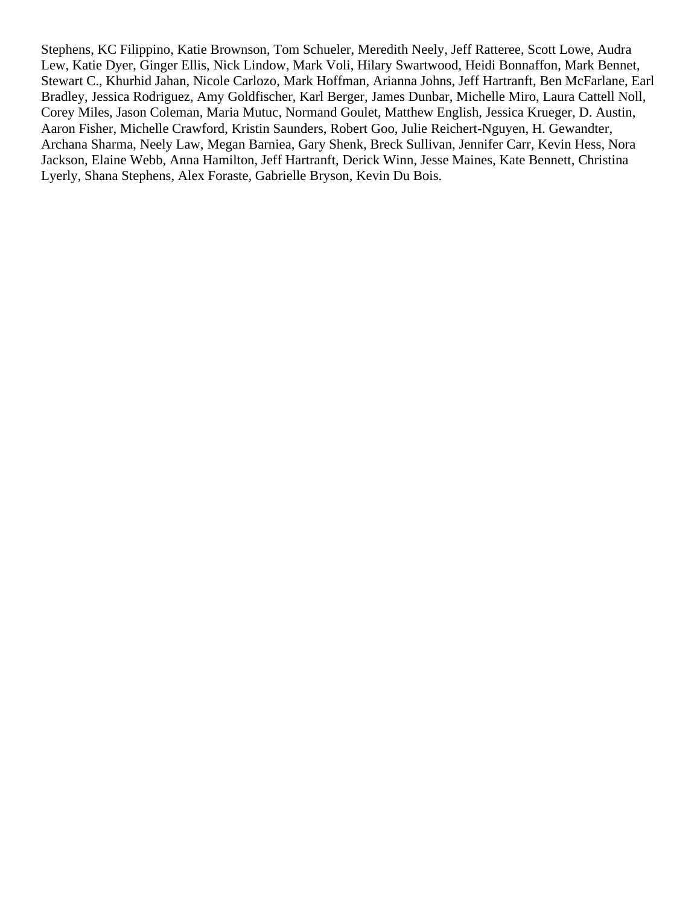Stephens, KC Filippino, Katie Brownson, Tom Schueler, Meredith Neely, Jeff Ratteree, Scott Lowe, Audra Lew, Katie Dyer, Ginger Ellis, Nick Lindow, Mark Voli, Hilary Swartwood, Heidi Bonnaffon, Mark Bennet, Stewart C., Khurhid Jahan, Nicole Carlozo, Mark Hoffman, Arianna Johns, Jeff Hartranft, Ben McFarlane, Earl Bradley, Jessica Rodriguez, Amy Goldfischer, Karl Berger, James Dunbar, Michelle Miro, Laura Cattell Noll, Corey Miles, Jason Coleman, Maria Mutuc, Normand Goulet, Matthew English, Jessica Krueger, D. Austin, Aaron Fisher, Michelle Crawford, Kristin Saunders, Robert Goo, Julie Reichert-Nguyen, H. Gewandter, Archana Sharma, Neely Law, Megan Barniea, Gary Shenk, Breck Sullivan, Jennifer Carr, Kevin Hess, Nora Jackson, Elaine Webb, Anna Hamilton, Jeff Hartranft, Derick Winn, Jesse Maines, Kate Bennett, Christina Lyerly, Shana Stephens, Alex Foraste, Gabrielle Bryson, Kevin Du Bois.